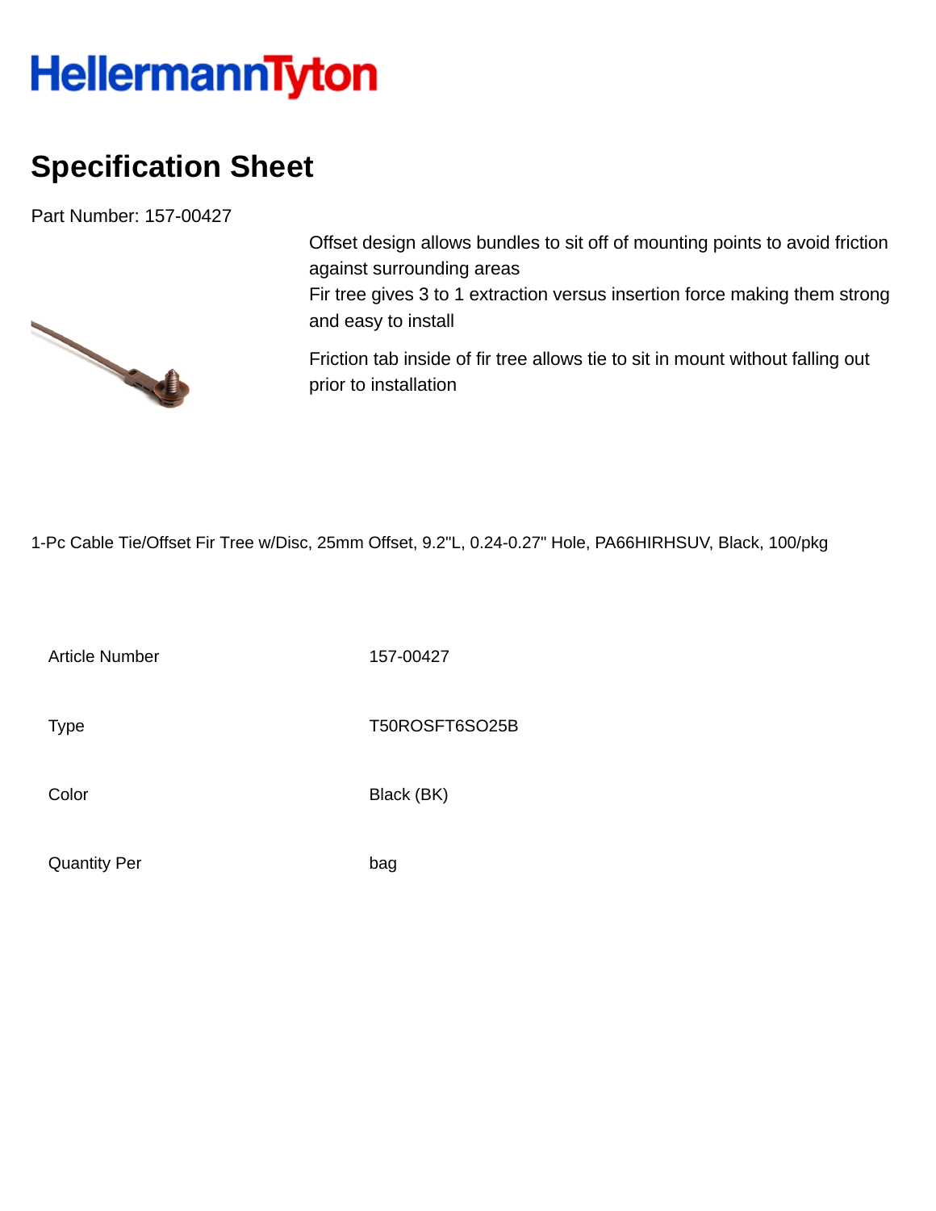# HellermannTyton

## Specification Sheet

Part Number: 157-00427

Offset design allows bundles to sit off of mounting points to avoid friction against surrounding areas

Fir tree gives 3 to 1 extraction versus insertion force making them strong and easy to install

Friction tab inside of fir tree allows tie to sit in mount without falling out prior to installation

1-Pc Cable Tie/Offset Fir Tree w/Disc, 25mm Offset, 9.2"L, 0.24-0.27" Hole, PA66HIRHSUV, Black, 100/pkg

| | |
|---|---|
| Article Number | 157-00427 |
| Type | T50ROSFT6SO25B |
| Color | Black (BK) |
| Quantity Per | bag |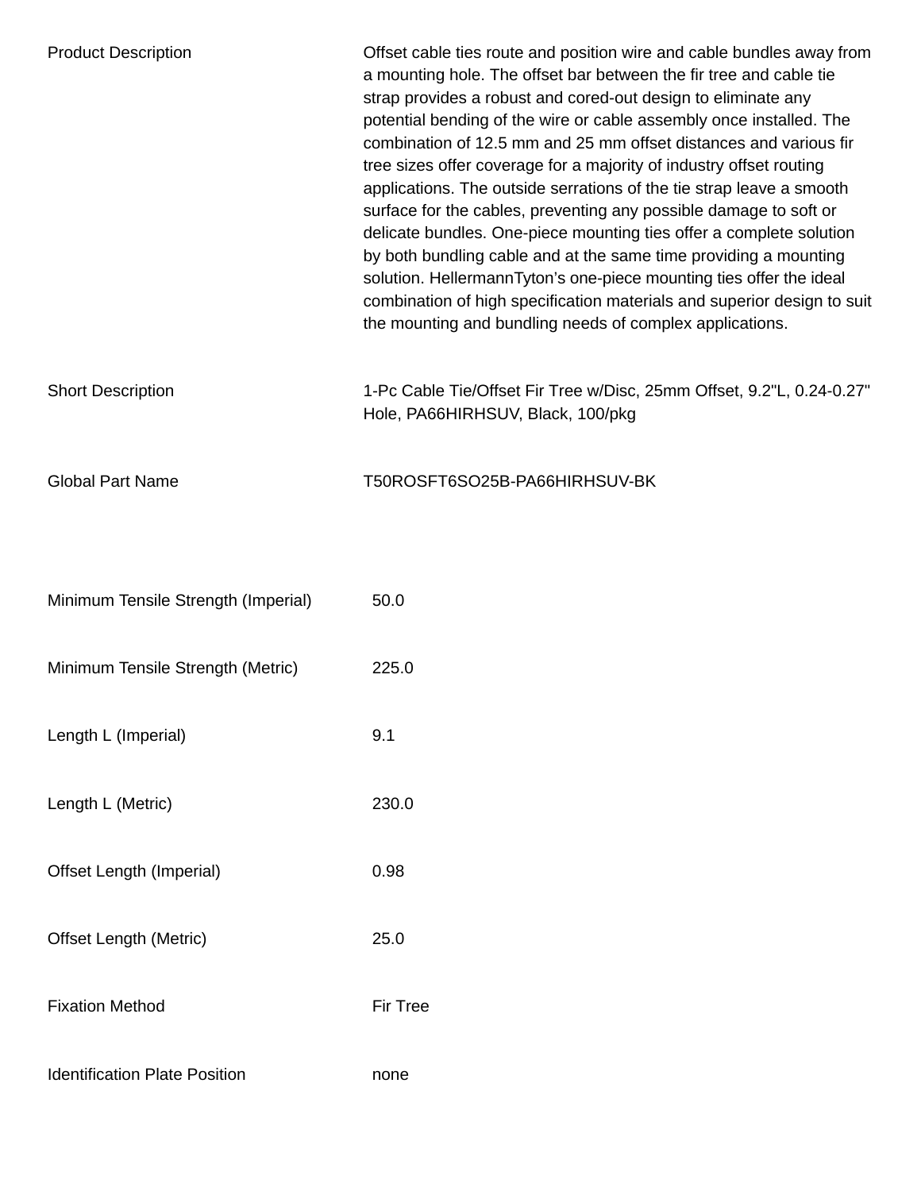| | |
|---|---|
| Product Description | Offset cable ties route and position wire and cable bundles away from a mounting hole. The offset bar between the fir tree and cable tie strap provides a robust and cored-out design to eliminate any potential bending of the wire or cable assembly once installed. The combination of 12.5 mm and 25 mm offset distances and various fir tree sizes offer coverage for a majority of industry offset routing applications. The outside serrations of the tie strap leave a smooth surface for the cables, preventing any possible damage to soft or delicate bundles. One-piece mounting ties offer a complete solution by both bundling cable and at the same time providing a mounting solution. HellermannTyton's one-piece mounting ties offer the ideal combination of high specification materials and superior design to suit the mounting and bundling needs of complex applications. |
| Short Description | 1-Pc Cable Tie/Offset Fir Tree w/Disc, 25mm Offset, 9.2"L, 0.24-0.27" Hole, PA66HIRHSUV, Black, 100/pkg |
| Global Part Name | T50ROSFT6SO25B-PA66HIRHSUV-BK |

| | |
|---|---|
| Minimum Tensile Strength (Imperial) | 50.0 |
| Minimum Tensile Strength (Metric) | 225.0 |
| Length L (Imperial) | 9.1 |
| Length L (Metric) | 230.0 |
| Offset Length (Imperial) | 0.98 |
| Offset Length (Metric) | 25.0 |
| Fixation Method | Fir Tree |
| Identification Plate Position | none |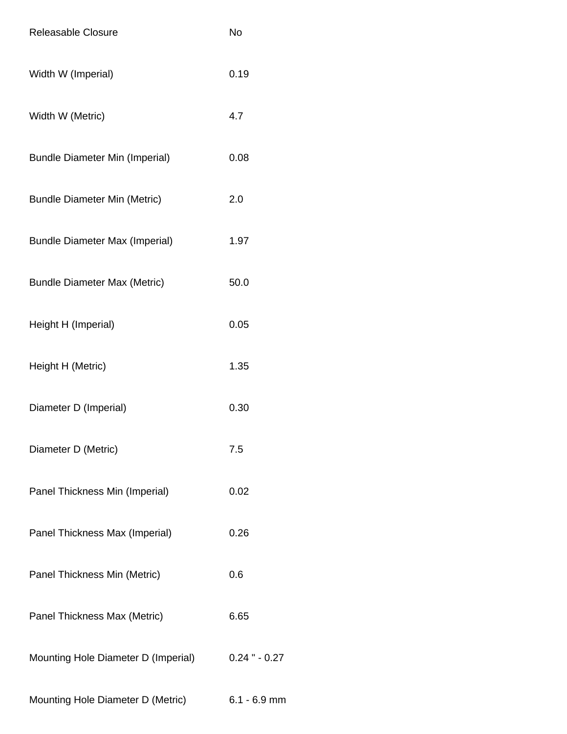| | |
|---|---|
| Releasable Closure | No |
| Width W (Imperial) | 0.19 |
| Width W (Metric) | 4.7 |
| Bundle Diameter Min (Imperial) | 0.08 |
| Bundle Diameter Min (Metric) | 2.0 |
| Bundle Diameter Max (Imperial) | 1.97 |
| Bundle Diameter Max (Metric) | 50.0 |
| Height H (Imperial) | 0.05 |
| Height H (Metric) | 1.35 |
| Diameter D (Imperial) | 0.30 |
| Diameter D (Metric) | 7.5 |
| Panel Thickness Min (Imperial) | 0.02 |
| Panel Thickness Max (Imperial) | 0.26 |
| Panel Thickness Min (Metric) | 0.6 |
| Panel Thickness Max (Metric) | 6.65 |
| Mounting Hole Diameter D (Imperial) | 0.24 " - 0.27 |
| Mounting Hole Diameter D (Metric) | 6.1 - 6.9 mm |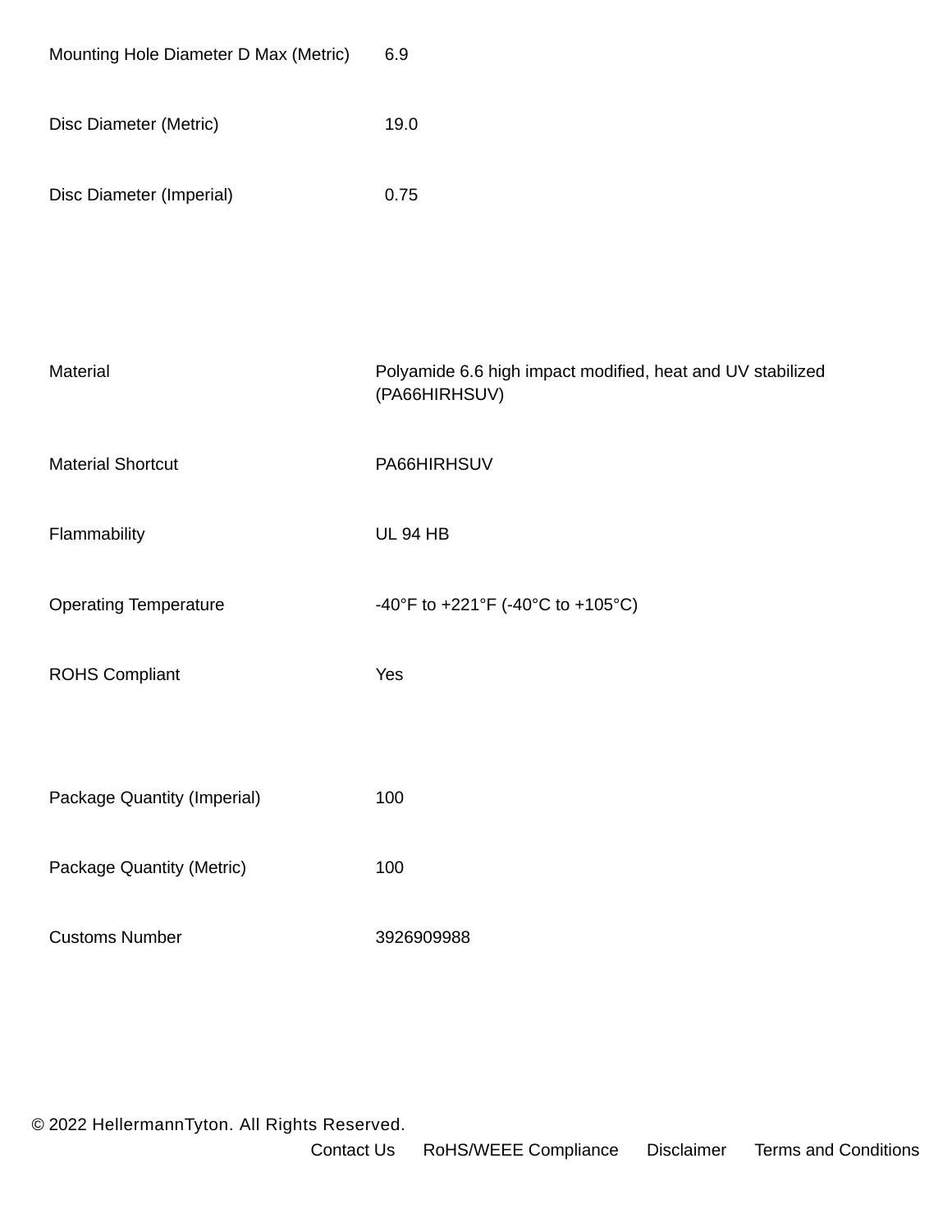| | |
|---|---|
| Mounting Hole Diameter D Max (Metric) | 6.9 |
| Disc Diameter (Metric) | 19.0 |
| Disc Diameter (Imperial) | 0.75 |

| | |
|---|---|
| Material | Polyamide 6.6 high impact modified, heat and UV stabilized (PA66HIRHSUV) |
| Material Shortcut | PA66HIRHSUV |
| Flammability | UL 94 HB |
| Operating Temperature | -40°F to +221°F (-40°C to +105°C) |
| ROHS Compliant | Yes |

| | |
|---|---|
| Package Quantity (Imperial) | 100 |
| Package Quantity (Metric) | 100 |
| Customs Number | 3926909988 |

© 2022 HellermannTyton. All Rights Reserved.

Contact Us RoHS/WEEE Compliance Disclaimer Terms and Conditions